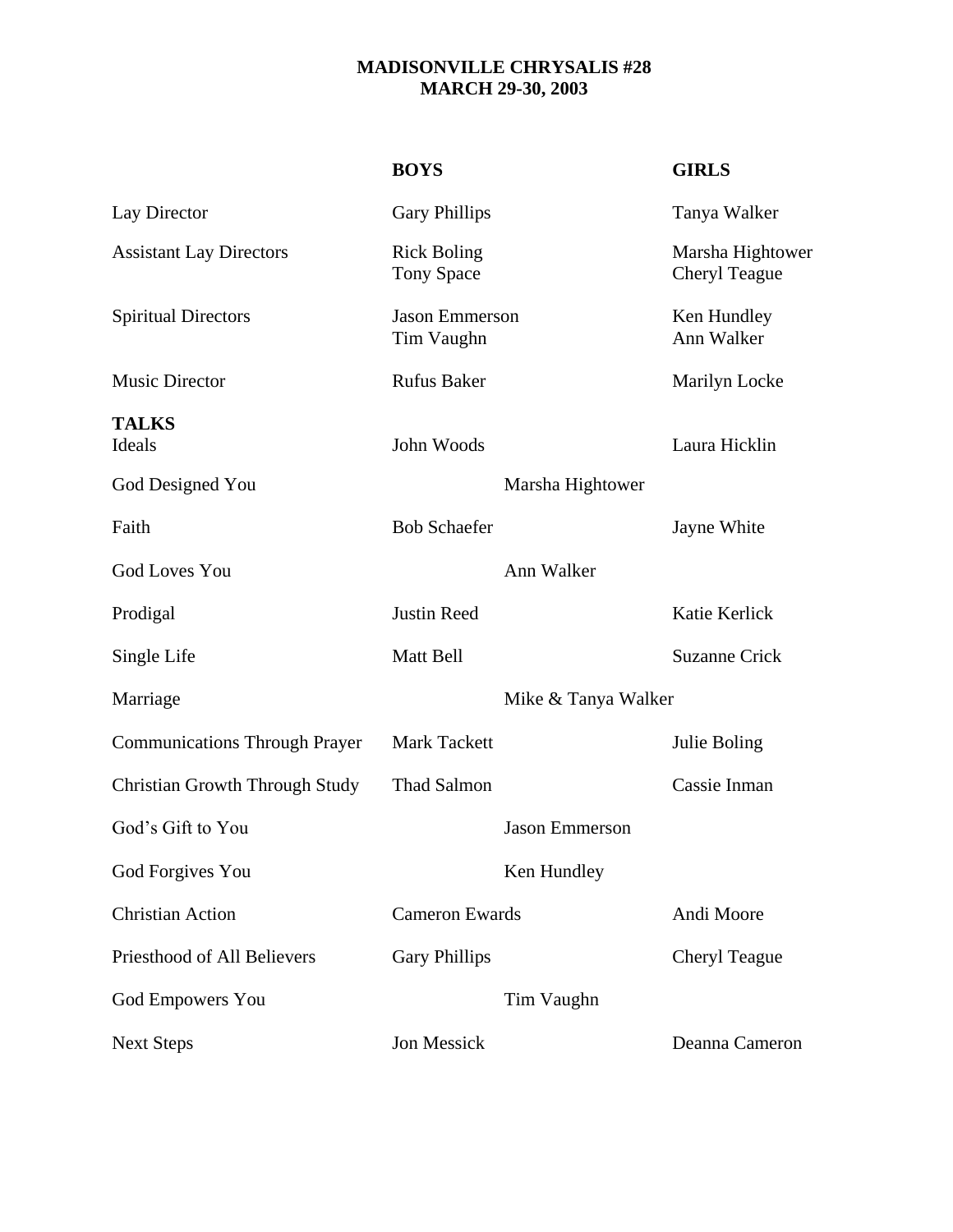# MADISONVILLE CHRYSALIS #28
## MARCH 29-30, 2003

| | BOYS | | GIRLS |
|---|---|---|---|
| Lay Director | Gary Phillips | | Tanya Walker |
| Assistant Lay Directors | Rick Boling<br>Tony Space | | Marsha Hightower<br>Cheryl Teague |
| Spiritual Directors | Jason Emmerson<br>Tim Vaughn | | Ken Hundley<br>Ann Walker |
| Music Director | Rufus Baker | | Marilyn Locke |
| **TALKS** | | | |
| Ideals | John Woods | | Laura Hicklin |
| God Designed You | | Marsha Hightower | |
| Faith | Bob Schaefer | | Jayne White |
| God Loves You | | Ann Walker | |
| Prodigal | Justin Reed | | Katie Kerlick |
| Single Life | Matt Bell | | Suzanne Crick |
| Marriage | | Mike & Tanya Walker | |
| Communications Through Prayer | Mark Tackett | | Julie Boling |
| Christian Growth Through Study | Thad Salmon | | Cassie Inman |
| God's Gift to You | | Jason Emmerson | |
| God Forgives You | | Ken Hundley | |
| Christian Action | Cameron Ewards | | Andi Moore |
| Priesthood of All Believers | Gary Phillips | | Cheryl Teague |
| God Empowers You | | Tim Vaughn | |
| Next Steps | Jon Messick | | Deanna Cameron |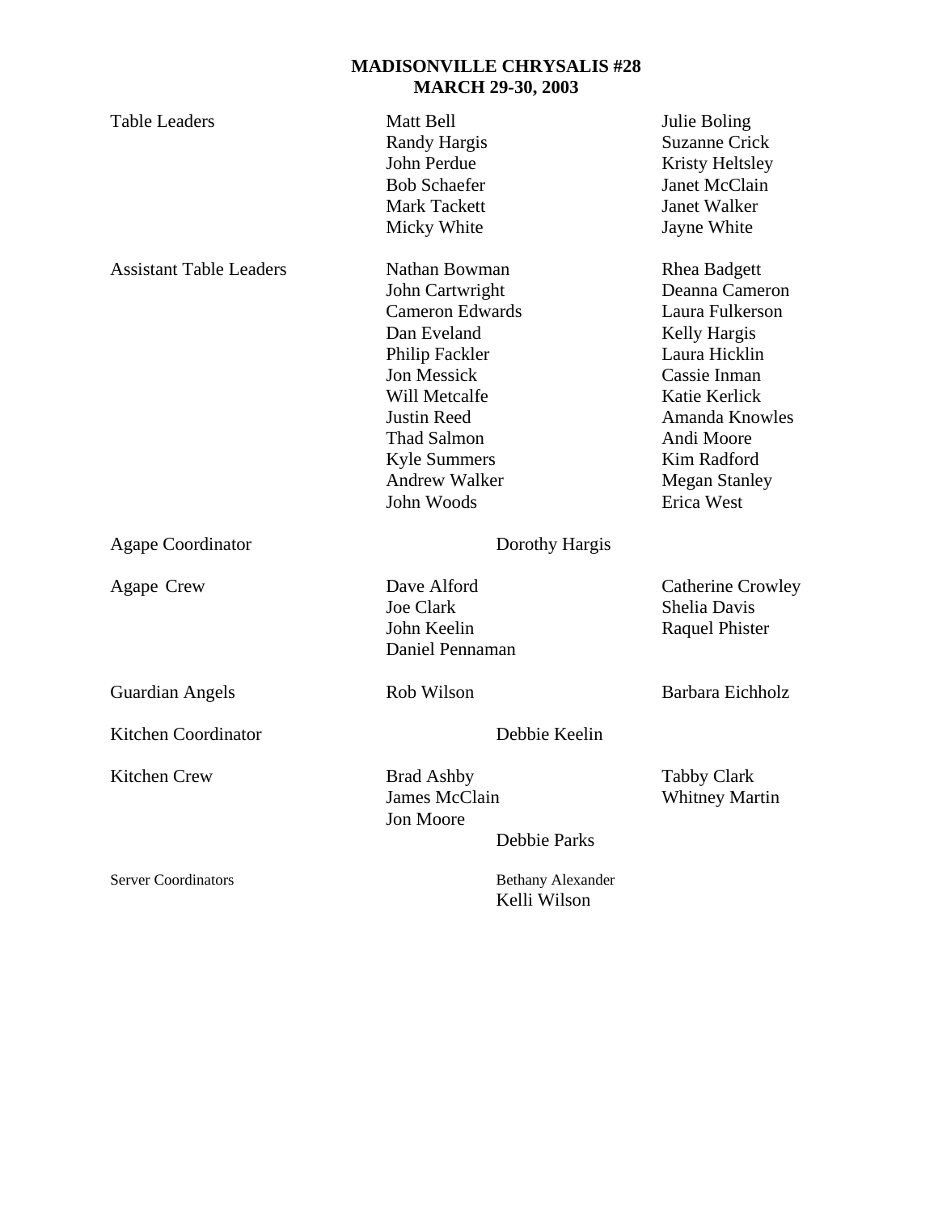**MADISONVILLE CHRYSALIS #28**
**MARCH 29-30, 2003**

| | | |
|---|---|---|
| Table Leaders | Matt Bell<br>Randy Hargis<br>John Perdue<br>Bob Schaefer<br>Mark Tackett<br>Micky White | Julie Boling<br>Suzanne Crick<br>Kristy Heltsley<br>Janet McClain<br>Janet Walker<br>Jayne White |
| Assistant Table Leaders | Nathan Bowman<br>John Cartwright<br>Cameron Edwards<br>Dan Eveland<br>Philip Fackler<br>Jon Messick<br>Will Metcalfe<br>Justin Reed<br>Thad Salmon<br>Kyle Summers<br>Andrew Walker<br>John Woods | Rhea Badgett<br>Deanna Cameron<br>Laura Fulkerson<br>Kelly Hargis<br>Laura Hicklin<br>Cassie Inman<br>Katie Kerlick<br>Amanda Knowles<br>Andi Moore<br>Kim Radford<br>Megan Stanley<br>Erica West |
| Agape Coordinator | Dorothy Hargis | |
| Agape Crew | Dave Alford<br>Joe Clark<br>John Keelin<br>Daniel Pennaman | Catherine Crowley<br>Shelia Davis<br>Raquel Phister |
| Guardian Angels | Rob Wilson | Barbara Eichholz |
| Kitchen Coordinator | Debbie Keelin | |
| Kitchen Crew | Brad Ashby<br>James McClain<br>Jon Moore<br>Debbie Parks | Tabby Clark<br>Whitney Martin |
| Server Coordinators | Bethany Alexander<br>Kelli Wilson | |